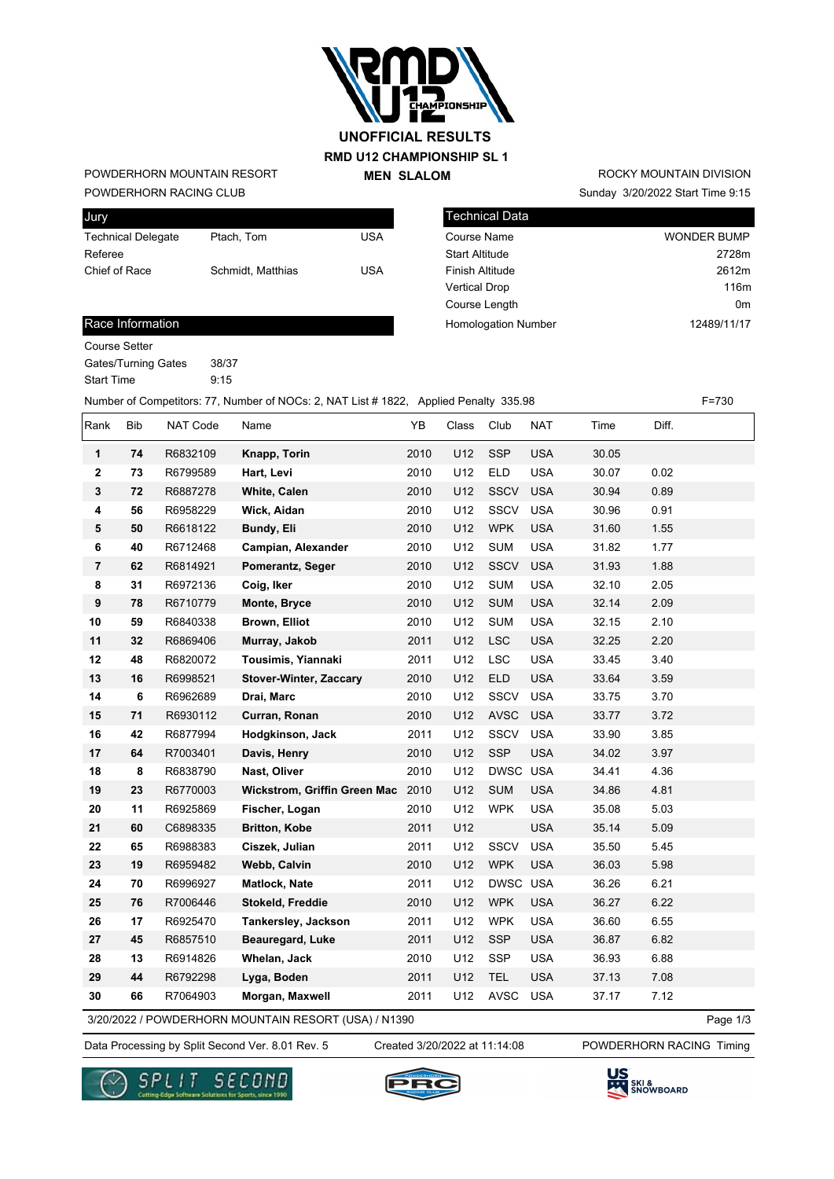# UNOFFICIAL RESULTS

## RMD U12 CHAMPIONSHIP SL 1

### MEN SLALOM

POWDERHORN MOUNTAIN RESORT
POWDERHORN RACING CLUB

ROCKY MOUNTAIN DIVISION
Sunday 3/20/2022 Start Time 9:15

| Jury | | |
|---|---|---|
| Technical Delegate | Ptach, Tom | USA |
| Referee | | |
| Chief of Race | Schmidt, Matthias | USA |

| Technical Data | |
|---|---|
| Course Name | WONDER BUMP |
| Start Altitude | 2728m |
| Finish Altitude | 2612m |
| Vertical Drop | 116m |
| Course Length | 0m |
| Homologation Number | 12489/11/17 |

| Race Information | |
|---|---|
| Course Setter | |
| Gates/Turning Gates | 38/37 |
| Start Time | 9:15 |

Number of Competitors: 77, Number of NOCs: 2, NAT List # 1822, Applied Penalty 335.98 F=730

| Rank | Bib | NAT Code | Name | YB | Class | Club | NAT | Time | Diff. |
|---|---|---|---|---|---|---|---|---|---|
| 1 | 74 | R6832109 | **Knapp, Torin** | 2010 | U12 | SSP | USA | 30.05 | |
| 2 | 73 | R6799589 | **Hart, Levi** | 2010 | U12 | ELD | USA | 30.07 | 0.02 |
| 3 | 72 | R6887278 | **White, Calen** | 2010 | U12 | SSCV | USA | 30.94 | 0.89 |
| 4 | 56 | R6958229 | **Wick, Aidan** | 2010 | U12 | SSCV | USA | 30.96 | 0.91 |
| 5 | 50 | R6618122 | **Bundy, Eli** | 2010 | U12 | WPK | USA | 31.60 | 1.55 |
| 6 | 40 | R6712468 | **Campian, Alexander** | 2010 | U12 | SUM | USA | 31.82 | 1.77 |
| 7 | 62 | R6814921 | **Pomerantz, Seger** | 2010 | U12 | SSCV | USA | 31.93 | 1.88 |
| 8 | 31 | R6972136 | **Coig, Iker** | 2010 | U12 | SUM | USA | 32.10 | 2.05 |
| 9 | 78 | R6710779 | **Monte, Bryce** | 2010 | U12 | SUM | USA | 32.14 | 2.09 |
| 10 | 59 | R6840338 | **Brown, Elliot** | 2010 | U12 | SUM | USA | 32.15 | 2.10 |
| 11 | 32 | R6869406 | **Murray, Jakob** | 2011 | U12 | LSC | USA | 32.25 | 2.20 |
| 12 | 48 | R6820072 | **Tousimis, Yiannaki** | 2011 | U12 | LSC | USA | 33.45 | 3.40 |
| 13 | 16 | R6998521 | **Stover-Winter, Zaccary** | 2010 | U12 | ELD | USA | 33.64 | 3.59 |
| 14 | 6 | R6962689 | **Drai, Marc** | 2010 | U12 | SSCV | USA | 33.75 | 3.70 |
| 15 | 71 | R6930112 | **Curran, Ronan** | 2010 | U12 | AVSC | USA | 33.77 | 3.72 |
| 16 | 42 | R6877994 | **Hodgkinson, Jack** | 2011 | U12 | SSCV | USA | 33.90 | 3.85 |
| 17 | 64 | R7003401 | **Davis, Henry** | 2010 | U12 | SSP | USA | 34.02 | 3.97 |
| 18 | 8 | R6838790 | **Nast, Oliver** | 2010 | U12 | DWSC | USA | 34.41 | 4.36 |
| 19 | 23 | R6770003 | **Wickstrom, Griffin Green Mac** | 2010 | U12 | SUM | USA | 34.86 | 4.81 |
| 20 | 11 | R6925869 | **Fischer, Logan** | 2010 | U12 | WPK | USA | 35.08 | 5.03 |
| 21 | 60 | C6898335 | **Britton, Kobe** | 2011 | U12 | | USA | 35.14 | 5.09 |
| 22 | 65 | R6988383 | **Ciszek, Julian** | 2011 | U12 | SSCV | USA | 35.50 | 5.45 |
| 23 | 19 | R6959482 | **Webb, Calvin** | 2010 | U12 | WPK | USA | 36.03 | 5.98 |
| 24 | 70 | R6996927 | **Matlock, Nate** | 2011 | U12 | DWSC | USA | 36.26 | 6.21 |
| 25 | 76 | R7006446 | **Stokeld, Freddie** | 2010 | U12 | WPK | USA | 36.27 | 6.22 |
| 26 | 17 | R6925470 | **Tankersley, Jackson** | 2011 | U12 | WPK | USA | 36.60 | 6.55 |
| 27 | 45 | R6857510 | **Beauregard, Luke** | 2011 | U12 | SSP | USA | 36.87 | 6.82 |
| 28 | 13 | R6914826 | **Whelan, Jack** | 2010 | U12 | SSP | USA | 36.93 | 6.88 |
| 29 | 44 | R6792298 | **Lyga, Boden** | 2011 | U12 | TEL | USA | 37.13 | 7.08 |
| 30 | 66 | R7064903 | **Morgan, Maxwell** | 2011 | U12 | AVSC | USA | 37.17 | 7.12 |

3/20/2022 / POWDERHORN MOUNTAIN RESORT (USA) / N1390

Data Processing by Split Second Ver. 8.01 Rev. 5 Created 3/20/2022 at 11:14:08 POWDERHORN RACING Timing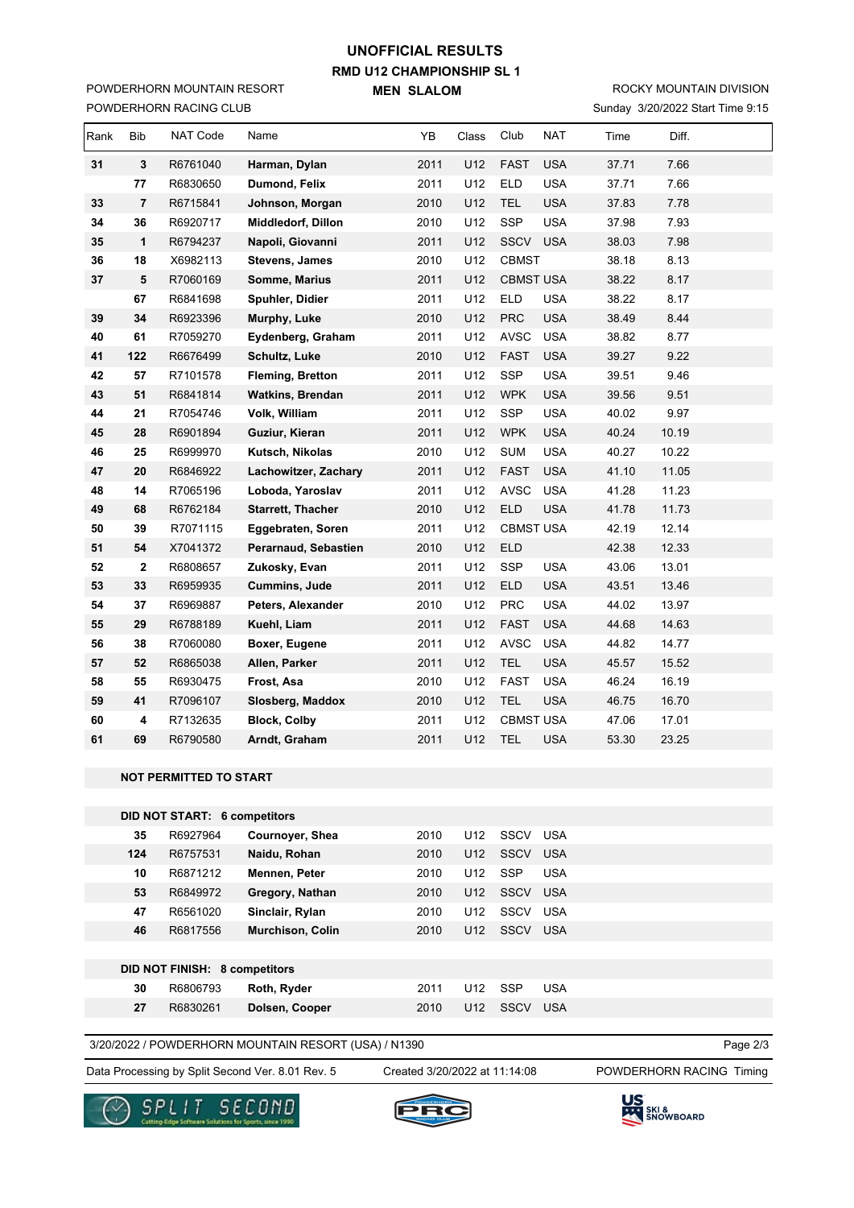# UNOFFICIAL RESULTS

## RMD U12 CHAMPIONSHIP SL 1

### MEN SLALOM

POWDERHORN MOUNTAIN RESORT
POWDERHORN RACING CLUB

ROCKY MOUNTAIN DIVISION
Sunday 3/20/2022 Start Time 9:15

| Rank | Bib | NAT Code | Name | YB | Class | Club | NAT | Time | Diff. |
|---|---|---|---|---|---|---|---|---|---|
| 31 | 3 | R6761040 | **Harman, Dylan** | 2011 | U12 | FAST | USA | 37.71 | 7.66 |
| | 77 | R6830650 | **Dumond, Felix** | 2011 | U12 | ELD | USA | 37.71 | 7.66 |
| 33 | 7 | R6715841 | **Johnson, Morgan** | 2010 | U12 | TEL | USA | 37.83 | 7.78 |
| 34 | 36 | R6920717 | **Middledorf, Dillon** | 2010 | U12 | SSP | USA | 37.98 | 7.93 |
| 35 | 1 | R6794237 | **Napoli, Giovanni** | 2011 | U12 | SSCV | USA | 38.03 | 7.98 |
| 36 | 18 | X6982113 | **Stevens, James** | 2010 | U12 | CBMST | | 38.18 | 8.13 |
| 37 | 5 | R7060169 | **Somme, Marius** | 2011 | U12 | CBMST | USA | 38.22 | 8.17 |
| | 67 | R6841698 | **Spuhler, Didier** | 2011 | U12 | ELD | USA | 38.22 | 8.17 |
| 39 | 34 | R6923396 | **Murphy, Luke** | 2010 | U12 | PRC | USA | 38.49 | 8.44 |
| 40 | 61 | R7059270 | **Eydenberg, Graham** | 2011 | U12 | AVSC | USA | 38.82 | 8.77 |
| 41 | 122 | R6676499 | **Schultz, Luke** | 2010 | U12 | FAST | USA | 39.27 | 9.22 |
| 42 | 57 | R7101578 | **Fleming, Bretton** | 2011 | U12 | SSP | USA | 39.51 | 9.46 |
| 43 | 51 | R6841814 | **Watkins, Brendan** | 2011 | U12 | WPK | USA | 39.56 | 9.51 |
| 44 | 21 | R7054746 | **Volk, William** | 2011 | U12 | SSP | USA | 40.02 | 9.97 |
| 45 | 28 | R6901894 | **Guziur, Kieran** | 2011 | U12 | WPK | USA | 40.24 | 10.19 |
| 46 | 25 | R6999970 | **Kutsch, Nikolas** | 2010 | U12 | SUM | USA | 40.27 | 10.22 |
| 47 | 20 | R6846922 | **Lachowitzer, Zachary** | 2011 | U12 | FAST | USA | 41.10 | 11.05 |
| 48 | 14 | R7065196 | **Loboda, Yaroslav** | 2011 | U12 | AVSC | USA | 41.28 | 11.23 |
| 49 | 68 | R6762184 | **Starrett, Thacher** | 2010 | U12 | ELD | USA | 41.78 | 11.73 |
| 50 | 39 | R7071115 | **Eggebraten, Soren** | 2011 | U12 | CBMST | USA | 42.19 | 12.14 |
| 51 | 54 | X7041372 | **Perarnaud, Sebastien** | 2010 | U12 | ELD | | 42.38 | 12.33 |
| 52 | 2 | R6808657 | **Zukosky, Evan** | 2011 | U12 | SSP | USA | 43.06 | 13.01 |
| 53 | 33 | R6959935 | **Cummins, Jude** | 2011 | U12 | ELD | USA | 43.51 | 13.46 |
| 54 | 37 | R6969887 | **Peters, Alexander** | 2010 | U12 | PRC | USA | 44.02 | 13.97 |
| 55 | 29 | R6788189 | **Kuehl, Liam** | 2011 | U12 | FAST | USA | 44.68 | 14.63 |
| 56 | 38 | R7060080 | **Boxer, Eugene** | 2011 | U12 | AVSC | USA | 44.82 | 14.77 |
| 57 | 52 | R6865038 | **Allen, Parker** | 2011 | U12 | TEL | USA | 45.57 | 15.52 |
| 58 | 55 | R6930475 | **Frost, Asa** | 2010 | U12 | FAST | USA | 46.24 | 16.19 |
| 59 | 41 | R7096107 | **Slosberg, Maddox** | 2010 | U12 | TEL | USA | 46.75 | 16.70 |
| 60 | 4 | R7132635 | **Block, Colby** | 2011 | U12 | CBMST | USA | 47.06 | 17.01 |
| 61 | 69 | R6790580 | **Arndt, Graham** | 2011 | U12 | TEL | USA | 53.30 | 23.25 |

**NOT PERMITTED TO START**

**DID NOT START: 6 competitors**

| Bib | NAT Code | Name | YB | Class | Club | NAT |
|---|---|---|---|---|---|---|
| 35 | R6927964 | **Cournoyer, Shea** | 2010 | U12 | SSCV | USA |
| 124 | R6757531 | **Naidu, Rohan** | 2010 | U12 | SSCV | USA |
| 10 | R6871212 | **Mennen, Peter** | 2010 | U12 | SSP | USA |
| 53 | R6849972 | **Gregory, Nathan** | 2010 | U12 | SSCV | USA |
| 47 | R6561020 | **Sinclair, Rylan** | 2010 | U12 | SSCV | USA |
| 46 | R6817556 | **Murchison, Colin** | 2010 | U12 | SSCV | USA |

**DID NOT FINISH: 8 competitors**

| Bib | NAT Code | Name | YB | Class | Club | NAT |
|---|---|---|---|---|---|---|
| 30 | R6806793 | **Roth, Ryder** | 2011 | U12 | SSP | USA |
| 27 | R6830261 | **Dolsen, Cooper** | 2010 | U12 | SSCV | USA |

3/20/2022 / POWDERHORN MOUNTAIN RESORT (USA) / N1390

Data Processing by Split Second Ver. 8.01 Rev. 5 — Created 3/20/2022 at 11:14:08 — POWDERHORN RACING Timing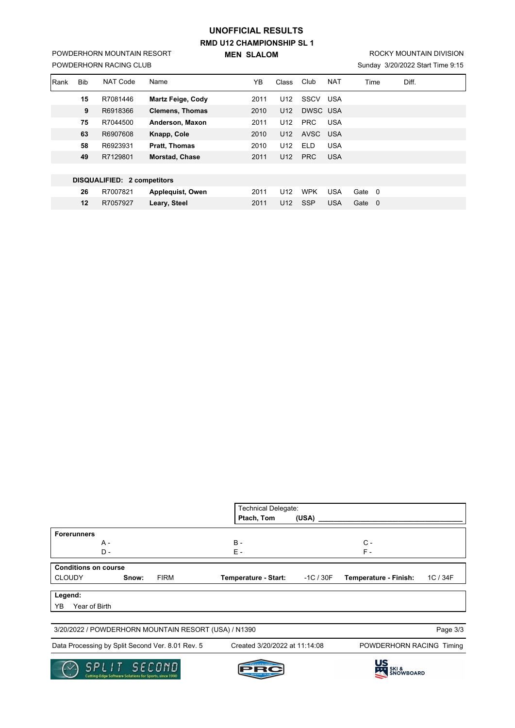# UNOFFICIAL RESULTS

## RMD U12 CHAMPIONSHIP SL 1

### MEN SLALOM

POWDERHORN MOUNTAIN RESORT
POWDERHORN RACING CLUB

ROCKY MOUNTAIN DIVISION
Sunday 3/20/2022 Start Time 9:15

| Rank | Bib | NAT Code | Name | YB | Class | Club | NAT | Time | Diff. |
|---|---|---|---|---|---|---|---|---|---|
| | 15 | R7081446 | **Martz Feige, Cody** | 2011 | U12 | SSCV | USA | | |
| | 9 | R6918366 | **Clemens, Thomas** | 2010 | U12 | DWSC | USA | | |
| | 75 | R7044500 | **Anderson, Maxon** | 2011 | U12 | PRC | USA | | |
| | 63 | R6907608 | **Knapp, Cole** | 2010 | U12 | AVSC | USA | | |
| | 58 | R6923931 | **Pratt, Thomas** | 2010 | U12 | ELD | USA | | |
| | 49 | R7129801 | **Morstad, Chase** | 2011 | U12 | PRC | USA | | |
| | **DISQUALIFIED: 2 competitors** | | | | | | | | |
| | 26 | R7007821 | **Applequist, Owen** | 2011 | U12 | WPK | USA | Gate 0 | |
| | 12 | R7057927 | **Leary, Steel** | 2011 | U12 | SSP | USA | Gate 0 | |

Technical Delegate:
**Ptach, Tom** **(USA)**

**Forerunners**

A -
B -
C -
D -
E -
F -

**Conditions on course**

| | | | | | | | |
|---|---|---|---|---|---|---|---|
| CLOUDY | **Snow:** | FIRM | **Temperature - Start:** | -1C / 30F | **Temperature - Finish:** | 1C / 34F |

**Legend:**
YB Year of Birth

3/20/2022 / POWDERHORN MOUNTAIN RESORT (USA) / N1390

Data Processing by Split Second Ver. 8.01 Rev. 5 | Created 3/20/2022 at 11:14:08 | POWDERHORN RACING Timing